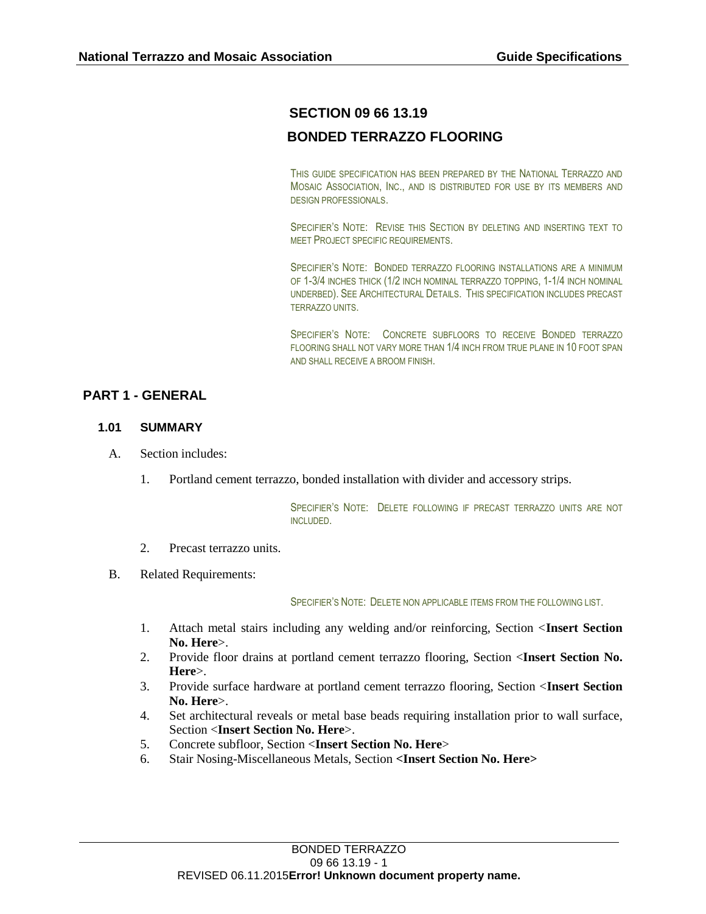# SECTION 09 66 13.19

# BONDED TERRAZZO FLOORING

THIS GUIDE SPECIFICATION HAS BEEN PREPARED BY THE NATIONAL TERRAZZO AND MOSAIC ASSOCIATION, INC., AND IS DISTRIBUTED FOR USE BY ITS MEMBERS AND DESIGN PROFESSIONALS.

SPECIFIER'S NOTE: REVISE THIS SECTION BY DELETING AND INSERTING TEXT TO MEET PROJECT SPECIFIC REQUIREMENTS.

SPECIFIER'S NOTE: BONDED TERRAZZO FLOORING INSTALLATIONS ARE A MINIMUM OF 1-3/4 INCHES THICK (1/2 INCH NOMINAL TERRAZZO TOPPING, 1-1/4 INCH NOMINAL UNDERBED). SEE ARCHITECTURAL DETAILS. THIS SPECIFICATION INCLUDES PRECAST TERRAZZO UNITS.

SPECIFIER'S NOTE: CONCRETE SUBFLOORS TO RECEIVE BONDED TERRAZZO FLOORING SHALL NOT VARY MORE THAN 1/4 INCH FROM TRUE PLANE IN 10 FOOT SPAN AND SHALL RECEIVE A BROOM FINISH.

## PART 1 - GENERAL

### 1.01 SUMMARY

A. Section includes:

1. Portland cement terrazzo, bonded installation with divider and accessory strips.

SPECIFIER'S NOTE: DELETE FOLLOWING IF PRECAST TERRAZZO UNITS ARE NOT INCLUDED.

2. Precast terrazzo units.

B. Related Requirements:

SPECIFIER'S NOTE: DELETE NON APPLICABLE ITEMS FROM THE FOLLOWING LIST.

1. Attach metal stairs including any welding and/or reinforcing, Section <**Insert Section No. Here**>.
2. Provide floor drains at portland cement terrazzo flooring, Section <**Insert Section No. Here**>.
3. Provide surface hardware at portland cement terrazzo flooring, Section <**Insert Section No. Here**>.
4. Set architectural reveals or metal base beads requiring installation prior to wall surface, Section <**Insert Section No. Here**>.
5. Concrete subfloor, Section <**Insert Section No. Here**>
6. Stair Nosing-Miscellaneous Metals, Section **<Insert Section No. Here>**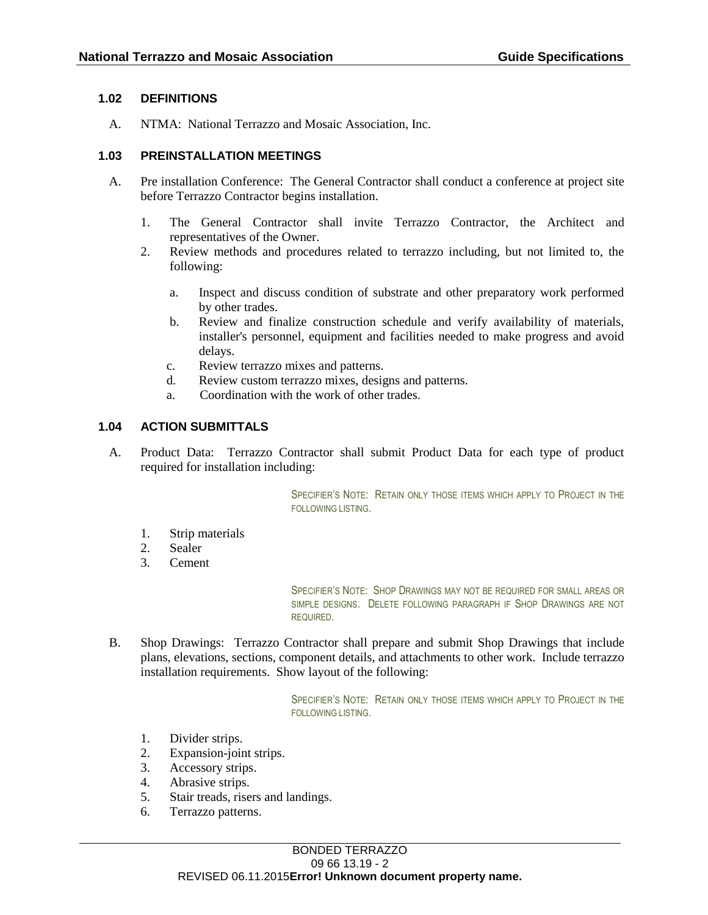### 1.02 DEFINITIONS

A. NTMA: National Terrazzo and Mosaic Association, Inc.

### 1.03 PREINSTALLATION MEETINGS

A. Pre installation Conference: The General Contractor shall conduct a conference at project site before Terrazzo Contractor begins installation.

   1. The General Contractor shall invite Terrazzo Contractor, the Architect and representatives of the Owner.
   2. Review methods and procedures related to terrazzo including, but not limited to, the following:

      a. Inspect and discuss condition of substrate and other preparatory work performed by other trades.
      b. Review and finalize construction schedule and verify availability of materials, installer's personnel, equipment and facilities needed to make progress and avoid delays.
      c. Review terrazzo mixes and patterns.
      d. Review custom terrazzo mixes, designs and patterns.
      a. Coordination with the work of other trades.

### 1.04 ACTION SUBMITTALS

A. Product Data: Terrazzo Contractor shall submit Product Data for each type of product required for installation including:

> SPECIFIER'S NOTE: RETAIN ONLY THOSE ITEMS WHICH APPLY TO PROJECT IN THE FOLLOWING LISTING.

   1. Strip materials
   2. Sealer
   3. Cement

> SPECIFIER'S NOTE: SHOP DRAWINGS MAY NOT BE REQUIRED FOR SMALL AREAS OR SIMPLE DESIGNS. DELETE FOLLOWING PARAGRAPH IF SHOP DRAWINGS ARE NOT REQUIRED.

B. Shop Drawings: Terrazzo Contractor shall prepare and submit Shop Drawings that include plans, elevations, sections, component details, and attachments to other work. Include terrazzo installation requirements. Show layout of the following:

> SPECIFIER'S NOTE: RETAIN ONLY THOSE ITEMS WHICH APPLY TO PROJECT IN THE FOLLOWING LISTING.

   1. Divider strips.
   2. Expansion-joint strips.
   3. Accessory strips.
   4. Abrasive strips.
   5. Stair treads, risers and landings.
   6. Terrazzo patterns.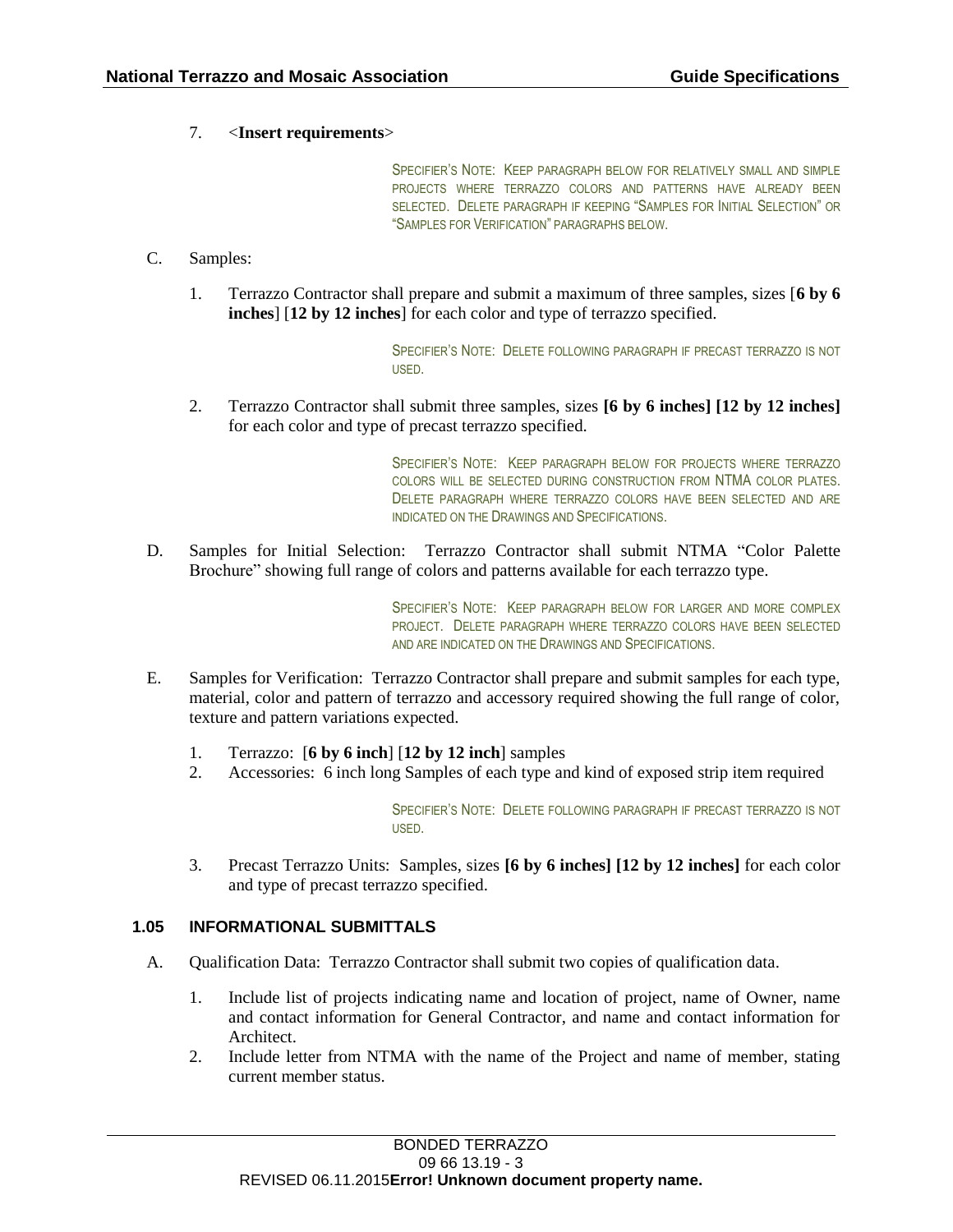7. <**Insert requirements**>

SPECIFIER'S NOTE: KEEP PARAGRAPH BELOW FOR RELATIVELY SMALL AND SIMPLE PROJECTS WHERE TERRAZZO COLORS AND PATTERNS HAVE ALREADY BEEN SELECTED. DELETE PARAGRAPH IF KEEPING "SAMPLES FOR INITIAL SELECTION" OR "SAMPLES FOR VERIFICATION" PARAGRAPHS BELOW.

C. Samples:

1. Terrazzo Contractor shall prepare and submit a maximum of three samples, sizes [**6 by 6 inches**] [**12 by 12 inches**] for each color and type of terrazzo specified.

SPECIFIER'S NOTE: DELETE FOLLOWING PARAGRAPH IF PRECAST TERRAZZO IS NOT USED.

2. Terrazzo Contractor shall submit three samples, sizes **[6 by 6 inches] [12 by 12 inches]** for each color and type of precast terrazzo specified.

SPECIFIER'S NOTE: KEEP PARAGRAPH BELOW FOR PROJECTS WHERE TERRAZZO COLORS WILL BE SELECTED DURING CONSTRUCTION FROM NTMA COLOR PLATES. DELETE PARAGRAPH WHERE TERRAZZO COLORS HAVE BEEN SELECTED AND ARE INDICATED ON THE DRAWINGS AND SPECIFICATIONS.

D. Samples for Initial Selection: Terrazzo Contractor shall submit NTMA "Color Palette Brochure" showing full range of colors and patterns available for each terrazzo type.

SPECIFIER'S NOTE: KEEP PARAGRAPH BELOW FOR LARGER AND MORE COMPLEX PROJECT. DELETE PARAGRAPH WHERE TERRAZZO COLORS HAVE BEEN SELECTED AND ARE INDICATED ON THE DRAWINGS AND SPECIFICATIONS.

E. Samples for Verification: Terrazzo Contractor shall prepare and submit samples for each type, material, color and pattern of terrazzo and accessory required showing the full range of color, texture and pattern variations expected.

1. Terrazzo: [**6 by 6 inch**] [**12 by 12 inch**] samples
2. Accessories: 6 inch long Samples of each type and kind of exposed strip item required

SPECIFIER'S NOTE: DELETE FOLLOWING PARAGRAPH IF PRECAST TERRAZZO IS NOT USED.

3. Precast Terrazzo Units: Samples, sizes **[6 by 6 inches] [12 by 12 inches]** for each color and type of precast terrazzo specified.

### 1.05 INFORMATIONAL SUBMITTALS

A. Qualification Data: Terrazzo Contractor shall submit two copies of qualification data.

1. Include list of projects indicating name and location of project, name of Owner, name and contact information for General Contractor, and name and contact information for Architect.
2. Include letter from NTMA with the name of the Project and name of member, stating current member status.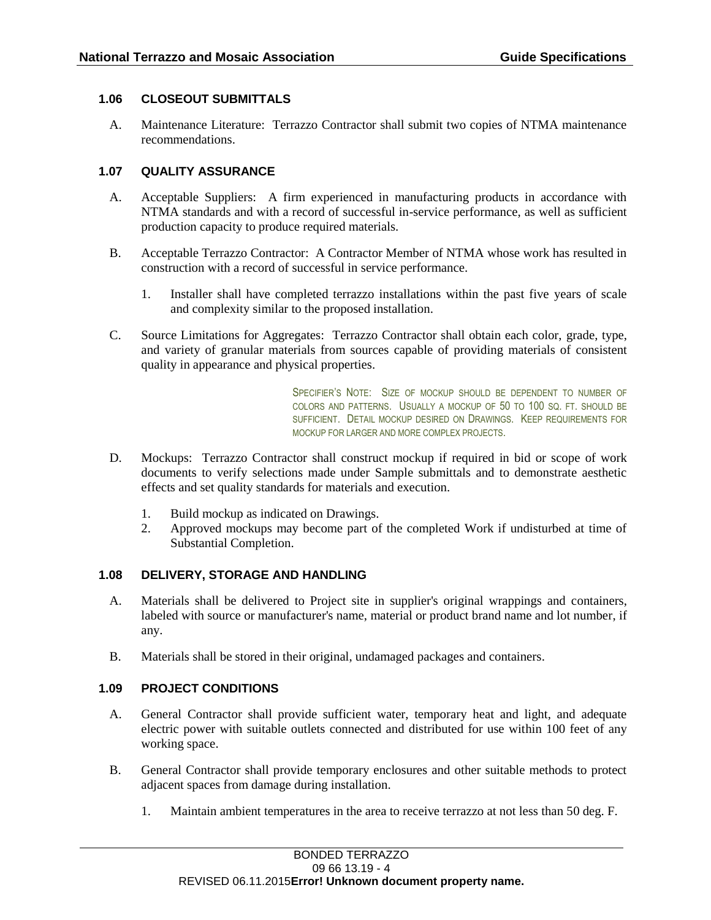### 1.06 CLOSEOUT SUBMITTALS

A. Maintenance Literature: Terrazzo Contractor shall submit two copies of NTMA maintenance recommendations.

### 1.07 QUALITY ASSURANCE

A. Acceptable Suppliers: A firm experienced in manufacturing products in accordance with NTMA standards and with a record of successful in-service performance, as well as sufficient production capacity to produce required materials.

B. Acceptable Terrazzo Contractor: A Contractor Member of NTMA whose work has resulted in construction with a record of successful in service performance.

1. Installer shall have completed terrazzo installations within the past five years of scale and complexity similar to the proposed installation.

C. Source Limitations for Aggregates: Terrazzo Contractor shall obtain each color, grade, type, and variety of granular materials from sources capable of providing materials of consistent quality in appearance and physical properties.

SPECIFIER'S NOTE: SIZE OF MOCKUP SHOULD BE DEPENDENT TO NUMBER OF COLORS AND PATTERNS. USUALLY A MOCKUP OF 50 TO 100 SQ. FT. SHOULD BE SUFFICIENT. DETAIL MOCKUP DESIRED ON DRAWINGS. KEEP REQUIREMENTS FOR MOCKUP FOR LARGER AND MORE COMPLEX PROJECTS.

D. Mockups: Terrazzo Contractor shall construct mockup if required in bid or scope of work documents to verify selections made under Sample submittals and to demonstrate aesthetic effects and set quality standards for materials and execution.

1. Build mockup as indicated on Drawings.
2. Approved mockups may become part of the completed Work if undisturbed at time of Substantial Completion.

### 1.08 DELIVERY, STORAGE AND HANDLING

A. Materials shall be delivered to Project site in supplier's original wrappings and containers, labeled with source or manufacturer's name, material or product brand name and lot number, if any.

B. Materials shall be stored in their original, undamaged packages and containers.

### 1.09 PROJECT CONDITIONS

A. General Contractor shall provide sufficient water, temporary heat and light, and adequate electric power with suitable outlets connected and distributed for use within 100 feet of any working space.

B. General Contractor shall provide temporary enclosures and other suitable methods to protect adjacent spaces from damage during installation.

1. Maintain ambient temperatures in the area to receive terrazzo at not less than 50 deg. F.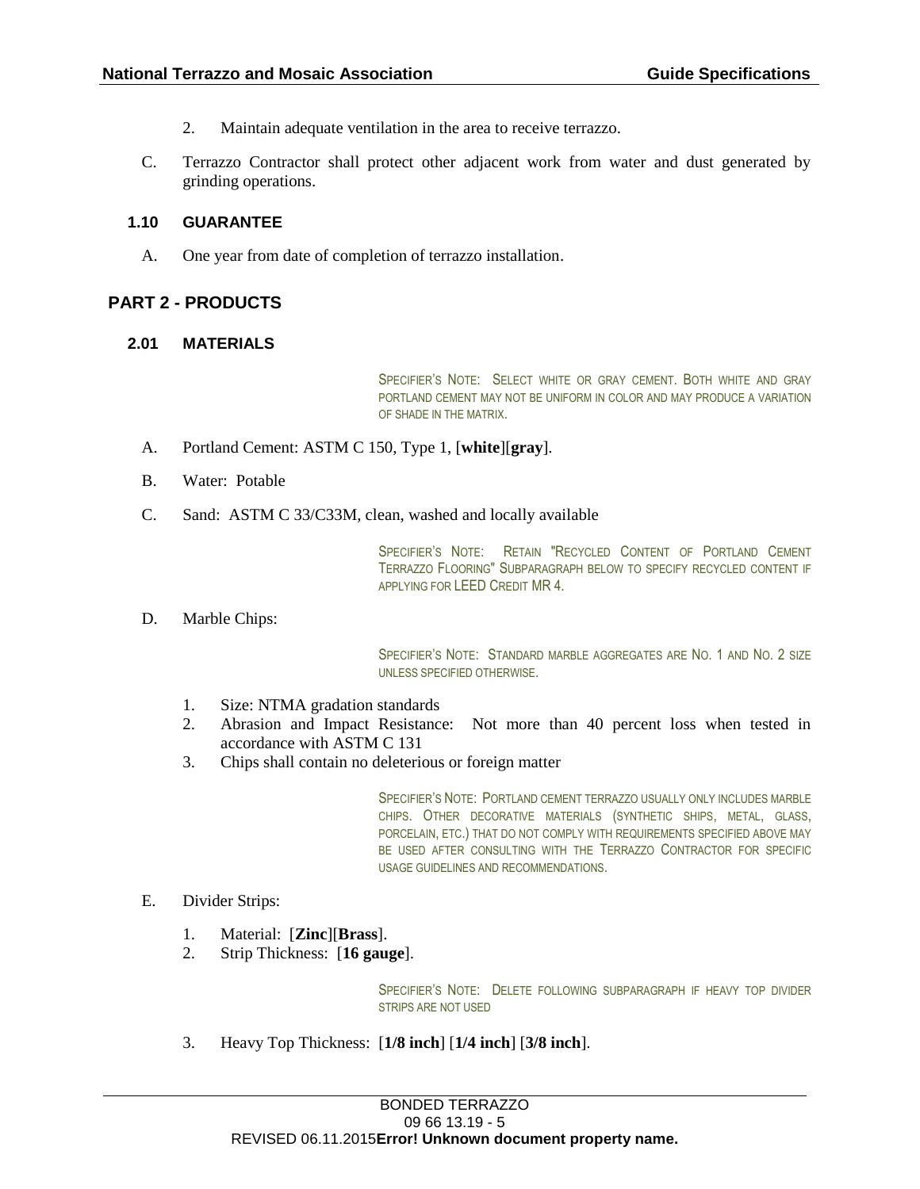2. Maintain adequate ventilation in the area to receive terrazzo.

C. Terrazzo Contractor shall protect other adjacent work from water and dust generated by grinding operations.

### 1.10 GUARANTEE

A. One year from date of completion of terrazzo installation.

## PART 2 - PRODUCTS

### 2.01 MATERIALS

SPECIFIER'S NOTE: SELECT WHITE OR GRAY CEMENT. BOTH WHITE AND GRAY PORTLAND CEMENT MAY NOT BE UNIFORM IN COLOR AND MAY PRODUCE A VARIATION OF SHADE IN THE MATRIX.

A. Portland Cement: ASTM C 150, Type 1, [**white**][**gray**].

B. Water: Potable

C. Sand: ASTM C 33/C33M, clean, washed and locally available

SPECIFIER'S NOTE: RETAIN "RECYCLED CONTENT OF PORTLAND CEMENT TERRAZZO FLOORING" SUBPARAGRAPH BELOW TO SPECIFY RECYCLED CONTENT IF APPLYING FOR LEED CREDIT MR 4.

D. Marble Chips:

SPECIFIER'S NOTE: STANDARD MARBLE AGGREGATES ARE NO. 1 AND NO. 2 SIZE UNLESS SPECIFIED OTHERWISE.

1. Size: NTMA gradation standards
2. Abrasion and Impact Resistance: Not more than 40 percent loss when tested in accordance with ASTM C 131
3. Chips shall contain no deleterious or foreign matter

SPECIFIER'S NOTE: PORTLAND CEMENT TERRAZZO USUALLY ONLY INCLUDES MARBLE CHIPS. OTHER DECORATIVE MATERIALS (SYNTHETIC SHIPS, METAL, GLASS, PORCELAIN, ETC.) THAT DO NOT COMPLY WITH REQUIREMENTS SPECIFIED ABOVE MAY BE USED AFTER CONSULTING WITH THE TERRAZZO CONTRACTOR FOR SPECIFIC USAGE GUIDELINES AND RECOMMENDATIONS.

E. Divider Strips:

1. Material: [**Zinc**][**Brass**].
2. Strip Thickness: [**16 gauge**].

SPECIFIER'S NOTE: DELETE FOLLOWING SUBPARAGRAPH IF HEAVY TOP DIVIDER STRIPS ARE NOT USED

3. Heavy Top Thickness: [**1/8 inch**] [**1/4 inch**] [**3/8 inch**].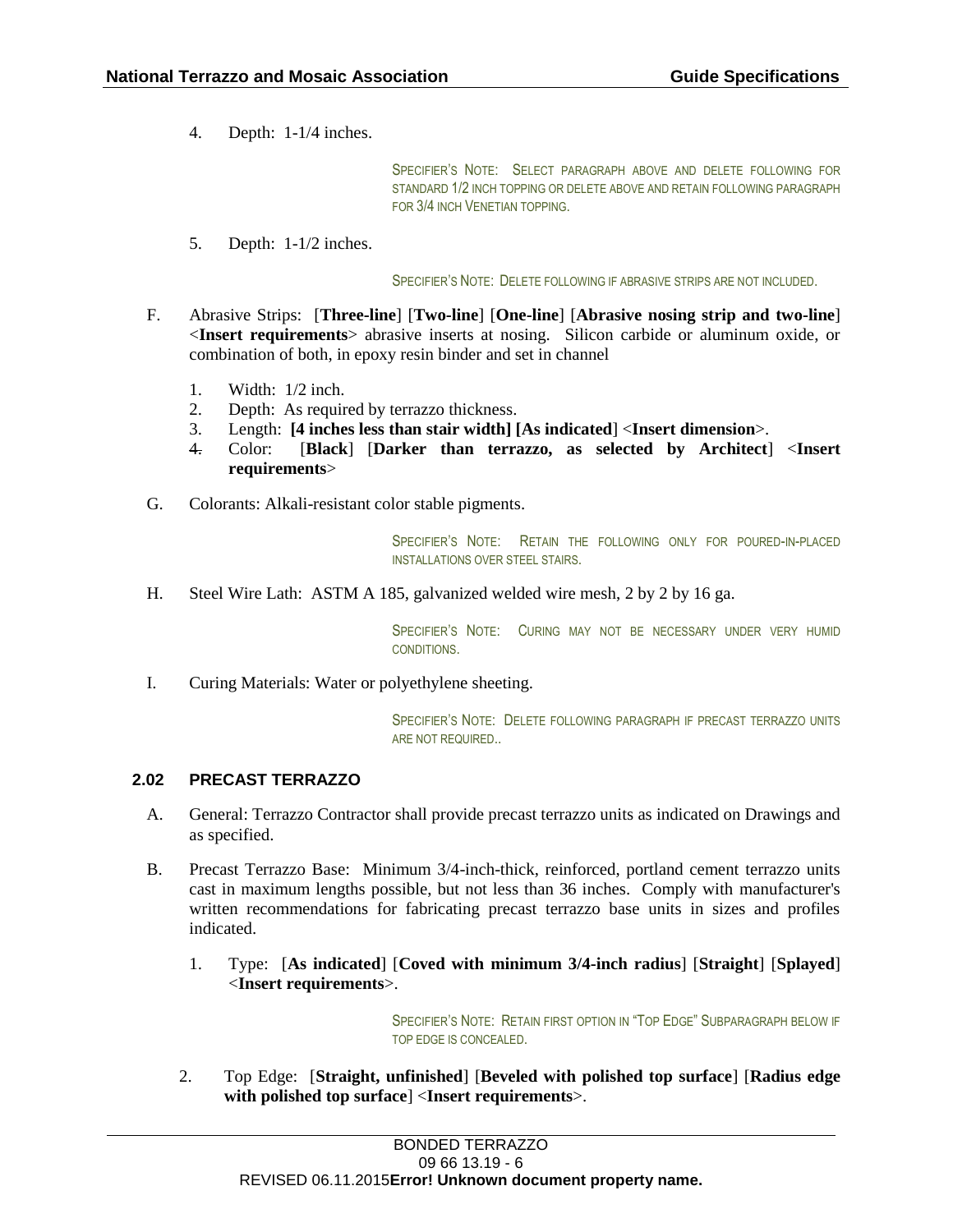4. Depth: 1-1/4 inches.

SPECIFIER'S NOTE: SELECT PARAGRAPH ABOVE AND DELETE FOLLOWING FOR STANDARD 1/2 INCH TOPPING OR DELETE ABOVE AND RETAIN FOLLOWING PARAGRAPH FOR 3/4 INCH VENETIAN TOPPING.

5. Depth: 1-1/2 inches.

SPECIFIER'S NOTE: DELETE FOLLOWING IF ABRASIVE STRIPS ARE NOT INCLUDED.

F. Abrasive Strips: [**Three-line**] [**Two-line**] [**One-line**] [**Abrasive nosing strip and two-line**] <**Insert requirements**> abrasive inserts at nosing. Silicon carbide or aluminum oxide, or combination of both, in epoxy resin binder and set in channel

1. Width: 1/2 inch.
2. Depth: As required by terrazzo thickness.
3. Length: **[4 inches less than stair width] [As indicated**] <**Insert dimension**>.
4. Color: [**Black**] [**Darker than terrazzo, as selected by Architect**] <**Insert requirements**>

G. Colorants: Alkali-resistant color stable pigments.

SPECIFIER'S NOTE: RETAIN THE FOLLOWING ONLY FOR POURED-IN-PLACED INSTALLATIONS OVER STEEL STAIRS.

H. Steel Wire Lath: ASTM A 185, galvanized welded wire mesh, 2 by 2 by 16 ga.

SPECIFIER'S NOTE: CURING MAY NOT BE NECESSARY UNDER VERY HUMID CONDITIONS.

I. Curing Materials: Water or polyethylene sheeting.

SPECIFIER'S NOTE: DELETE FOLLOWING PARAGRAPH IF PRECAST TERRAZZO UNITS ARE NOT REQUIRED..

## 2.02 PRECAST TERRAZZO

A. General: Terrazzo Contractor shall provide precast terrazzo units as indicated on Drawings and as specified.

B. Precast Terrazzo Base: Minimum 3/4-inch-thick, reinforced, portland cement terrazzo units cast in maximum lengths possible, but not less than 36 inches. Comply with manufacturer's written recommendations for fabricating precast terrazzo base units in sizes and profiles indicated.

1. Type: [**As indicated**] [**Coved with minimum 3/4-inch radius**] [**Straight**] [**Splayed**] <**Insert requirements**>.

SPECIFIER'S NOTE: RETAIN FIRST OPTION IN "TOP EDGE" SUBPARAGRAPH BELOW IF TOP EDGE IS CONCEALED.

2. Top Edge: [**Straight, unfinished**] [**Beveled with polished top surface**] [**Radius edge with polished top surface**] <**Insert requirements**>.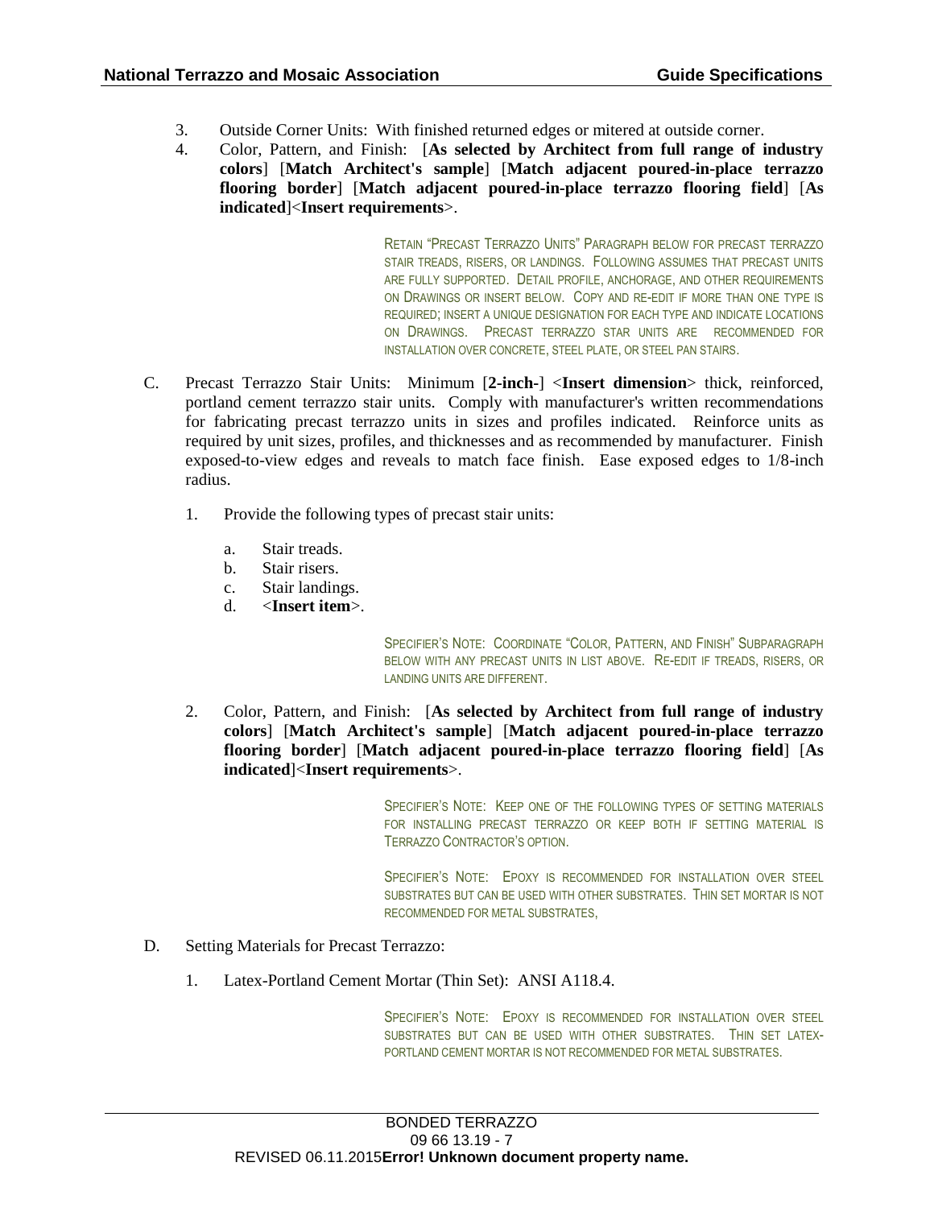3. Outside Corner Units: With finished returned edges or mitered at outside corner.
4. Color, Pattern, and Finish: [**As selected by Architect from full range of industry colors**] [**Match Architect's sample**] [**Match adjacent poured-in-place terrazzo flooring border**] [**Match adjacent poured-in-place terrazzo flooring field**] [**As indicated**]<**Insert requirements**>.

RETAIN "PRECAST TERRAZZO UNITS" PARAGRAPH BELOW FOR PRECAST TERRAZZO STAIR TREADS, RISERS, OR LANDINGS. FOLLOWING ASSUMES THAT PRECAST UNITS ARE FULLY SUPPORTED. DETAIL PROFILE, ANCHORAGE, AND OTHER REQUIREMENTS ON DRAWINGS OR INSERT BELOW. COPY AND RE-EDIT IF MORE THAN ONE TYPE IS REQUIRED; INSERT A UNIQUE DESIGNATION FOR EACH TYPE AND INDICATE LOCATIONS ON DRAWINGS. PRECAST TERRAZZO STAR UNITS ARE RECOMMENDED FOR INSTALLATION OVER CONCRETE, STEEL PLATE, OR STEEL PAN STAIRS.

C. Precast Terrazzo Stair Units: Minimum [**2-inch-**] <**Insert dimension**> thick, reinforced, portland cement terrazzo stair units. Comply with manufacturer's written recommendations for fabricating precast terrazzo units in sizes and profiles indicated. Reinforce units as required by unit sizes, profiles, and thicknesses and as recommended by manufacturer. Finish exposed-to-view edges and reveals to match face finish. Ease exposed edges to 1/8-inch radius.

   1. Provide the following types of precast stair units:

      a. Stair treads.
      b. Stair risers.
      c. Stair landings.
      d. <**Insert item**>.

SPECIFIER'S NOTE: COORDINATE "COLOR, PATTERN, AND FINISH" SUBPARAGRAPH BELOW WITH ANY PRECAST UNITS IN LIST ABOVE. RE-EDIT IF TREADS, RISERS, OR LANDING UNITS ARE DIFFERENT.

   2. Color, Pattern, and Finish: [**As selected by Architect from full range of industry colors**] [**Match Architect's sample**] [**Match adjacent poured-in-place terrazzo flooring border**] [**Match adjacent poured-in-place terrazzo flooring field**] [**As indicated**]<**Insert requirements**>.

SPECIFIER'S NOTE: KEEP ONE OF THE FOLLOWING TYPES OF SETTING MATERIALS FOR INSTALLING PRECAST TERRAZZO OR KEEP BOTH IF SETTING MATERIAL IS TERRAZZO CONTRACTOR'S OPTION.

SPECIFIER'S NOTE: EPOXY IS RECOMMENDED FOR INSTALLATION OVER STEEL SUBSTRATES BUT CAN BE USED WITH OTHER SUBSTRATES. THIN SET MORTAR IS NOT RECOMMENDED FOR METAL SUBSTRATES,

D. Setting Materials for Precast Terrazzo:

   1. Latex-Portland Cement Mortar (Thin Set): ANSI A118.4.

SPECIFIER'S NOTE: EPOXY IS RECOMMENDED FOR INSTALLATION OVER STEEL SUBSTRATES BUT CAN BE USED WITH OTHER SUBSTRATES. THIN SET LATEX-PORTLAND CEMENT MORTAR IS NOT RECOMMENDED FOR METAL SUBSTRATES.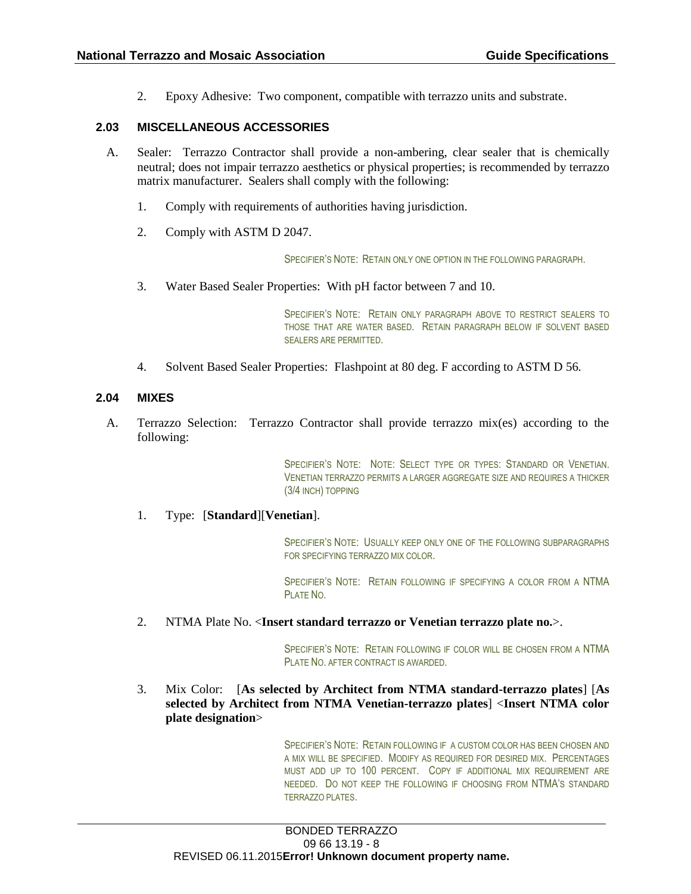2. Epoxy Adhesive: Two component, compatible with terrazzo units and substrate.

### 2.03 MISCELLANEOUS ACCESSORIES

A. Sealer: Terrazzo Contractor shall provide a non-ambering, clear sealer that is chemically neutral; does not impair terrazzo aesthetics or physical properties; is recommended by terrazzo matrix manufacturer. Sealers shall comply with the following:

1. Comply with requirements of authorities having jurisdiction.

2. Comply with ASTM D 2047.

SPECIFIER'S NOTE: RETAIN ONLY ONE OPTION IN THE FOLLOWING PARAGRAPH.

3. Water Based Sealer Properties: With pH factor between 7 and 10.

SPECIFIER'S NOTE: RETAIN ONLY PARAGRAPH ABOVE TO RESTRICT SEALERS TO THOSE THAT ARE WATER BASED. RETAIN PARAGRAPH BELOW IF SOLVENT BASED SEALERS ARE PERMITTED.

4. Solvent Based Sealer Properties: Flashpoint at 80 deg. F according to ASTM D 56.

### 2.04 MIXES

A. Terrazzo Selection: Terrazzo Contractor shall provide terrazzo mix(es) according to the following:

SPECIFIER'S NOTE: NOTE: SELECT TYPE OR TYPES: STANDARD OR VENETIAN. VENETIAN TERRAZZO PERMITS A LARGER AGGREGATE SIZE AND REQUIRES A THICKER (3/4 INCH) TOPPING

1. Type: [**Standard**][**Venetian**].

SPECIFIER'S NOTE: USUALLY KEEP ONLY ONE OF THE FOLLOWING SUBPARAGRAPHS FOR SPECIFYING TERRAZZO MIX COLOR.

SPECIFIER'S NOTE: RETAIN FOLLOWING IF SPECIFYING A COLOR FROM A NTMA PLATE NO.

2. NTMA Plate No. <**Insert standard terrazzo or Venetian terrazzo plate no.**>.

SPECIFIER'S NOTE: RETAIN FOLLOWING IF COLOR WILL BE CHOSEN FROM A NTMA PLATE NO. AFTER CONTRACT IS AWARDED.

3. Mix Color: [**As selected by Architect from NTMA standard-terrazzo plates**] [**As selected by Architect from NTMA Venetian-terrazzo plates**] <**Insert NTMA color plate designation**>

SPECIFIER'S NOTE: RETAIN FOLLOWING IF A CUSTOM COLOR HAS BEEN CHOSEN AND A MIX WILL BE SPECIFIED. MODIFY AS REQUIRED FOR DESIRED MIX. PERCENTAGES MUST ADD UP TO 100 PERCENT. COPY IF ADDITIONAL MIX REQUIREMENT ARE NEEDED. DO NOT KEEP THE FOLLOWING IF CHOOSING FROM NTMA'S STANDARD TERRAZZO PLATES.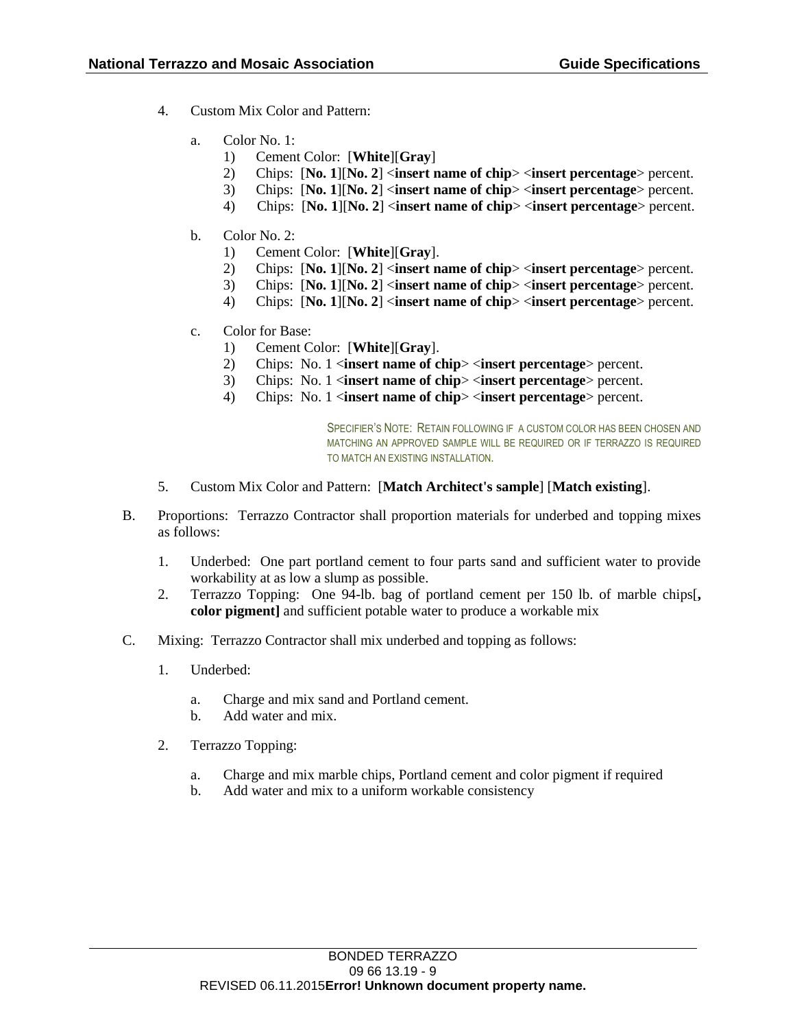4. Custom Mix Color and Pattern:

   a. Color No. 1:
      1) Cement Color: [**White**][**Gray**]
      2) Chips: [**No. 1**][**No. 2**] <**insert name of chip**> <**insert percentage**> percent.
      3) Chips: [**No. 1**][**No. 2**] <**insert name of chip**> <**insert percentage**> percent.
      4) Chips: [**No. 1**][**No. 2**] <**insert name of chip**> <**insert percentage**> percent.

   b. Color No. 2:
      1) Cement Color: [**White**][**Gray**].
      2) Chips: [**No. 1**][**No. 2**] <**insert name of chip**> <**insert percentage**> percent.
      3) Chips: [**No. 1**][**No. 2**] <**insert name of chip**> <**insert percentage**> percent.
      4) Chips: [**No. 1**][**No. 2**] <**insert name of chip**> <**insert percentage**> percent.

   c. Color for Base:
      1) Cement Color: [**White**][**Gray**].
      2) Chips: No. 1 <**insert name of chip**> <**insert percentage**> percent.
      3) Chips: No. 1 <**insert name of chip**> <**insert percentage**> percent.
      4) Chips: No. 1 <**insert name of chip**> <**insert percentage**> percent.

SPECIFIER'S NOTE: RETAIN FOLLOWING IF A CUSTOM COLOR HAS BEEN CHOSEN AND MATCHING AN APPROVED SAMPLE WILL BE REQUIRED OR IF TERRAZZO IS REQUIRED TO MATCH AN EXISTING INSTALLATION.

5. Custom Mix Color and Pattern: [**Match Architect's sample**] [**Match existing**].

B. Proportions: Terrazzo Contractor shall proportion materials for underbed and topping mixes as follows:

   1. Underbed: One part portland cement to four parts sand and sufficient water to provide workability at as low a slump as possible.
   2. Terrazzo Topping: One 94-lb. bag of portland cement per 150 lb. of marble chips[**, color pigment]** and sufficient potable water to produce a workable mix

C. Mixing: Terrazzo Contractor shall mix underbed and topping as follows:

   1. Underbed:

      a. Charge and mix sand and Portland cement.
      b. Add water and mix.

   2. Terrazzo Topping:

      a. Charge and mix marble chips, Portland cement and color pigment if required
      b. Add water and mix to a uniform workable consistency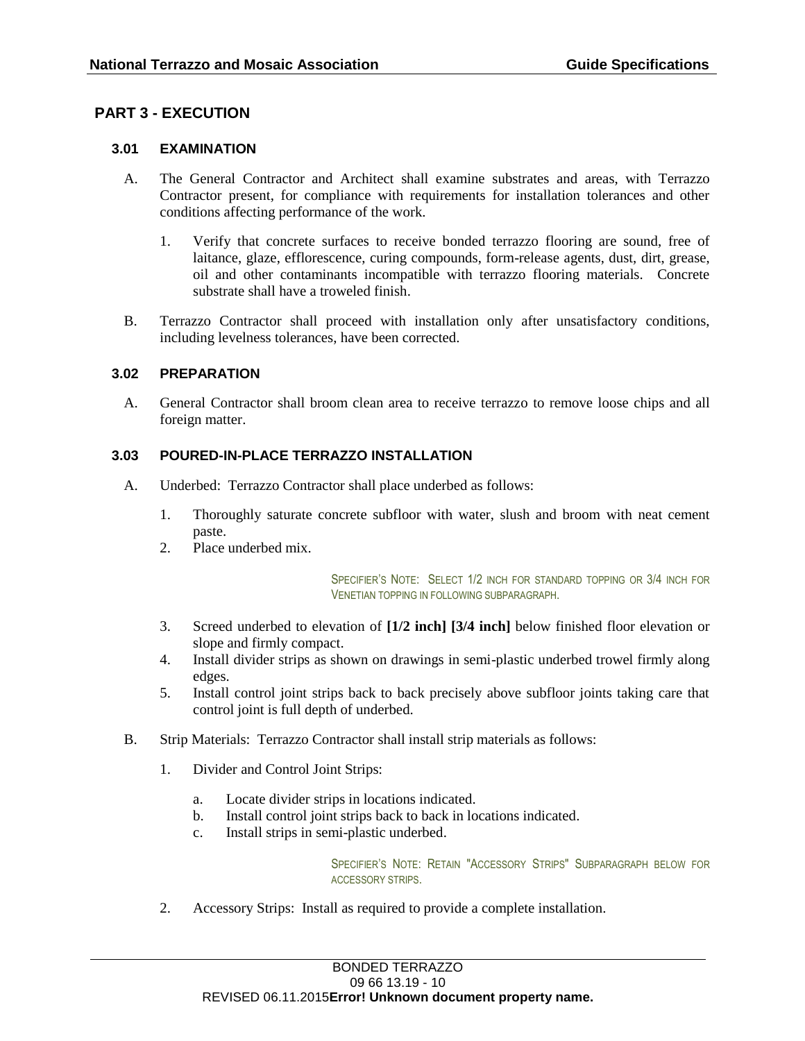## PART 3 - EXECUTION

### 3.01 EXAMINATION

A. The General Contractor and Architect shall examine substrates and areas, with Terrazzo Contractor present, for compliance with requirements for installation tolerances and other conditions affecting performance of the work.

1. Verify that concrete surfaces to receive bonded terrazzo flooring are sound, free of laitance, glaze, efflorescence, curing compounds, form-release agents, dust, dirt, grease, oil and other contaminants incompatible with terrazzo flooring materials. Concrete substrate shall have a troweled finish.

B. Terrazzo Contractor shall proceed with installation only after unsatisfactory conditions, including levelness tolerances, have been corrected.

### 3.02 PREPARATION

A. General Contractor shall broom clean area to receive terrazzo to remove loose chips and all foreign matter.

### 3.03 POURED-IN-PLACE TERRAZZO INSTALLATION

A. Underbed: Terrazzo Contractor shall place underbed as follows:

1. Thoroughly saturate concrete subfloor with water, slush and broom with neat cement paste.
2. Place underbed mix.

SPECIFIER'S NOTE: SELECT 1/2 INCH FOR STANDARD TOPPING OR 3/4 INCH FOR VENETIAN TOPPING IN FOLLOWING SUBPARAGRAPH.

3. Screed underbed to elevation of **[1/2 inch] [3/4 inch]** below finished floor elevation or slope and firmly compact.
4. Install divider strips as shown on drawings in semi-plastic underbed trowel firmly along edges.
5. Install control joint strips back to back precisely above subfloor joints taking care that control joint is full depth of underbed.

B. Strip Materials: Terrazzo Contractor shall install strip materials as follows:

1. Divider and Control Joint Strips:

   a. Locate divider strips in locations indicated.
   b. Install control joint strips back to back in locations indicated.
   c. Install strips in semi-plastic underbed.

SPECIFIER'S NOTE: RETAIN "ACCESSORY STRIPS" SUBPARAGRAPH BELOW FOR ACCESSORY STRIPS.

2. Accessory Strips: Install as required to provide a complete installation.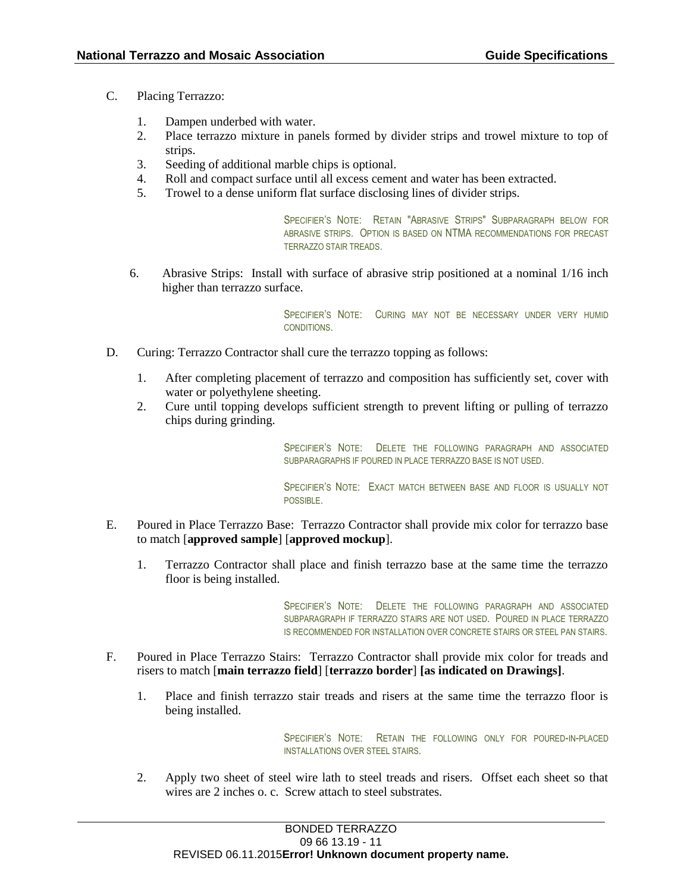C. Placing Terrazzo:

1. Dampen underbed with water.
2. Place terrazzo mixture in panels formed by divider strips and trowel mixture to top of strips.
3. Seeding of additional marble chips is optional.
4. Roll and compact surface until all excess cement and water has been extracted.
5. Trowel to a dense uniform flat surface disclosing lines of divider strips.

SPECIFIER'S NOTE: RETAIN "ABRASIVE STRIPS" SUBPARAGRAPH BELOW FOR ABRASIVE STRIPS. OPTION IS BASED ON NTMA RECOMMENDATIONS FOR PRECAST TERRAZZO STAIR TREADS.

6. Abrasive Strips: Install with surface of abrasive strip positioned at a nominal 1/16 inch higher than terrazzo surface.

SPECIFIER'S NOTE: CURING MAY NOT BE NECESSARY UNDER VERY HUMID CONDITIONS.

D. Curing: Terrazzo Contractor shall cure the terrazzo topping as follows:

1. After completing placement of terrazzo and composition has sufficiently set, cover with water or polyethylene sheeting.
2. Cure until topping develops sufficient strength to prevent lifting or pulling of terrazzo chips during grinding.

SPECIFIER'S NOTE: DELETE THE FOLLOWING PARAGRAPH AND ASSOCIATED SUBPARAGRAPHS IF POURED IN PLACE TERRAZZO BASE IS NOT USED.

SPECIFIER'S NOTE: EXACT MATCH BETWEEN BASE AND FLOOR IS USUALLY NOT POSSIBLE.

E. Poured in Place Terrazzo Base: Terrazzo Contractor shall provide mix color for terrazzo base to match [**approved sample**] [**approved mockup**].

1. Terrazzo Contractor shall place and finish terrazzo base at the same time the terrazzo floor is being installed.

SPECIFIER'S NOTE: DELETE THE FOLLOWING PARAGRAPH AND ASSOCIATED SUBPARAGRAPH IF TERRAZZO STAIRS ARE NOT USED. POURED IN PLACE TERRAZZO IS RECOMMENDED FOR INSTALLATION OVER CONCRETE STAIRS OR STEEL PAN STAIRS.

F. Poured in Place Terrazzo Stairs: Terrazzo Contractor shall provide mix color for treads and risers to match [**main terrazzo field**] [**terrazzo border**] **[as indicated on Drawings]**.

1. Place and finish terrazzo stair treads and risers at the same time the terrazzo floor is being installed.

SPECIFIER'S NOTE: RETAIN THE FOLLOWING ONLY FOR POURED-IN-PLACED INSTALLATIONS OVER STEEL STAIRS.

2. Apply two sheet of steel wire lath to steel treads and risers. Offset each sheet so that wires are 2 inches o. c. Screw attach to steel substrates.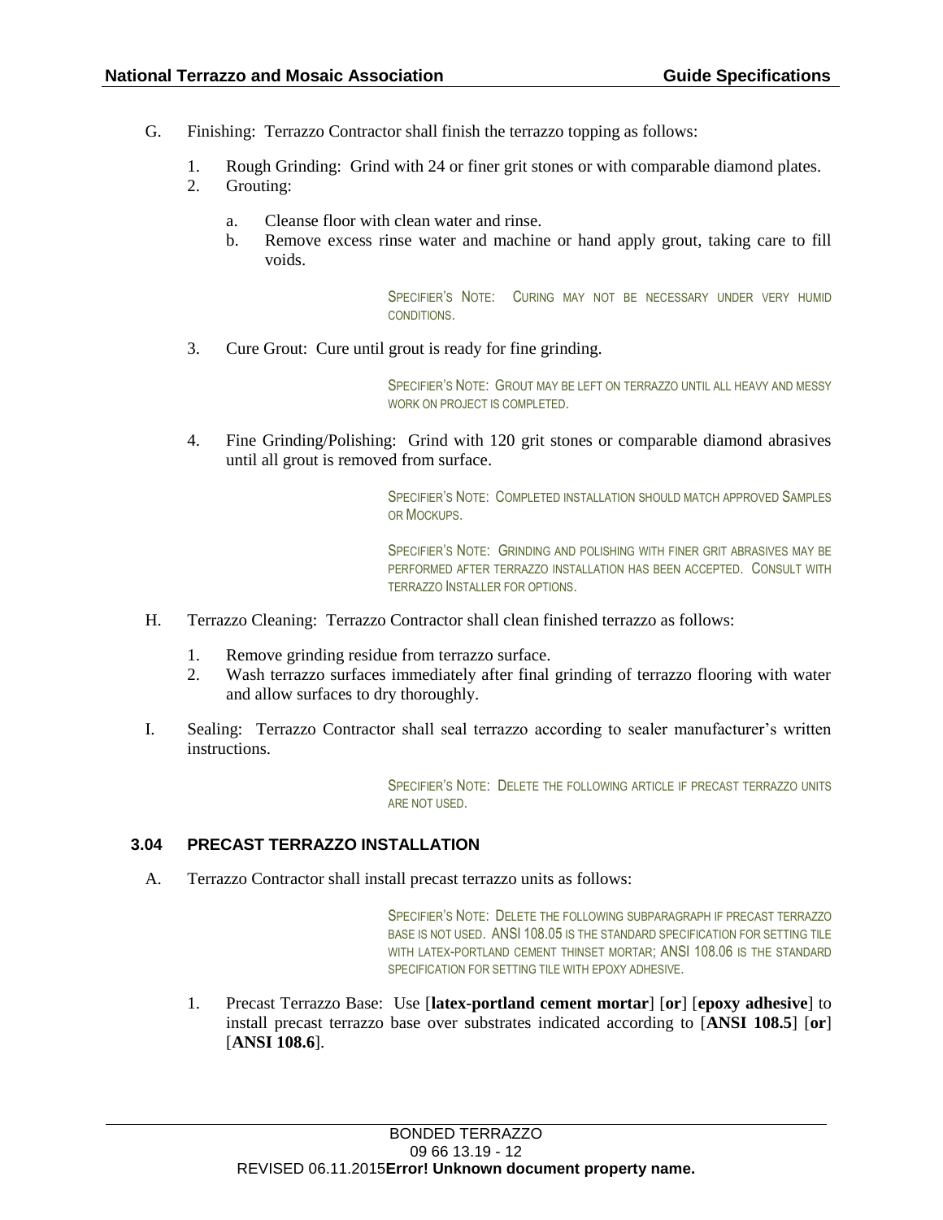G. Finishing: Terrazzo Contractor shall finish the terrazzo topping as follows:

1. Rough Grinding: Grind with 24 or finer grit stones or with comparable diamond plates.
2. Grouting:

   a. Cleanse floor with clean water and rinse.
   b. Remove excess rinse water and machine or hand apply grout, taking care to fill voids.

   SPECIFIER'S NOTE: CURING MAY NOT BE NECESSARY UNDER VERY HUMID CONDITIONS.

3. Cure Grout: Cure until grout is ready for fine grinding.

   SPECIFIER'S NOTE: GROUT MAY BE LEFT ON TERRAZZO UNTIL ALL HEAVY AND MESSY WORK ON PROJECT IS COMPLETED.

4. Fine Grinding/Polishing: Grind with 120 grit stones or comparable diamond abrasives until all grout is removed from surface.

   SPECIFIER'S NOTE: COMPLETED INSTALLATION SHOULD MATCH APPROVED SAMPLES OR MOCKUPS.

   SPECIFIER'S NOTE: GRINDING AND POLISHING WITH FINER GRIT ABRASIVES MAY BE PERFORMED AFTER TERRAZZO INSTALLATION HAS BEEN ACCEPTED. CONSULT WITH TERRAZZO INSTALLER FOR OPTIONS.

H. Terrazzo Cleaning: Terrazzo Contractor shall clean finished terrazzo as follows:

1. Remove grinding residue from terrazzo surface.
2. Wash terrazzo surfaces immediately after final grinding of terrazzo flooring with water and allow surfaces to dry thoroughly.

I. Sealing: Terrazzo Contractor shall seal terrazzo according to sealer manufacturer's written instructions.

SPECIFIER'S NOTE: DELETE THE FOLLOWING ARTICLE IF PRECAST TERRAZZO UNITS ARE NOT USED.

### 3.04 PRECAST TERRAZZO INSTALLATION

A. Terrazzo Contractor shall install precast terrazzo units as follows:

SPECIFIER'S NOTE: DELETE THE FOLLOWING SUBPARAGRAPH IF PRECAST TERRAZZO BASE IS NOT USED. ANSI 108.05 IS THE STANDARD SPECIFICATION FOR SETTING TILE WITH LATEX-PORTLAND CEMENT THINSET MORTAR; ANSI 108.06 IS THE STANDARD SPECIFICATION FOR SETTING TILE WITH EPOXY ADHESIVE.

1. Precast Terrazzo Base: Use [**latex-portland cement mortar**] [**or**] [**epoxy adhesive**] to install precast terrazzo base over substrates indicated according to [**ANSI 108.5**] [**or**] [**ANSI 108.6**].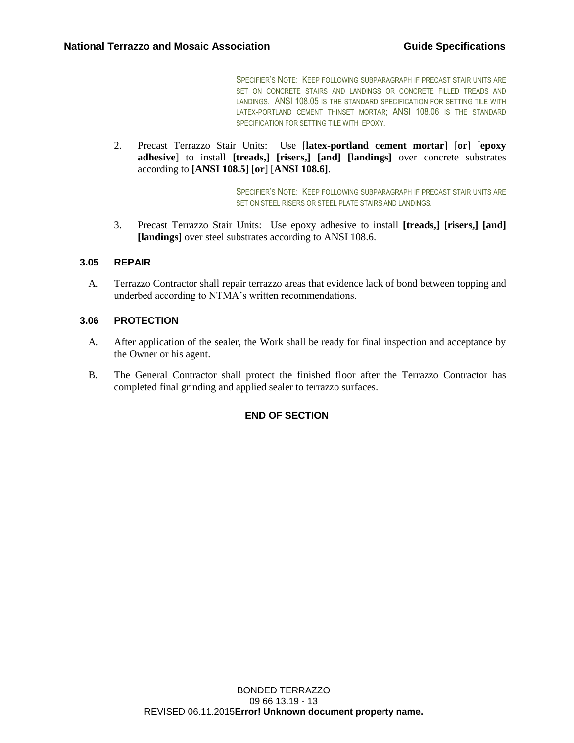SPECIFIER'S NOTE: KEEP FOLLOWING SUBPARAGRAPH IF PRECAST STAIR UNITS ARE SET ON CONCRETE STAIRS AND LANDINGS OR CONCRETE FILLED TREADS AND LANDINGS. ANSI 108.05 IS THE STANDARD SPECIFICATION FOR SETTING TILE WITH LATEX-PORTLAND CEMENT THINSET MORTAR; ANSI 108.06 IS THE STANDARD SPECIFICATION FOR SETTING TILE WITH EPOXY.

2. Precast Terrazzo Stair Units: Use [**latex-portland cement mortar**] [**or**] [**epoxy adhesive**] to install **[treads,] [risers,] [and] [landings]** over concrete substrates according to **[ANSI 108.5**] [**or**] [**ANSI 108.6]**.

SPECIFIER'S NOTE: KEEP FOLLOWING SUBPARAGRAPH IF PRECAST STAIR UNITS ARE SET ON STEEL RISERS OR STEEL PLATE STAIRS AND LANDINGS.

3. Precast Terrazzo Stair Units: Use epoxy adhesive to install **[treads,] [risers,] [and] [landings]** over steel substrates according to ANSI 108.6.

### 3.05 REPAIR

A. Terrazzo Contractor shall repair terrazzo areas that evidence lack of bond between topping and underbed according to NTMA's written recommendations.

### 3.06 PROTECTION

A. After application of the sealer, the Work shall be ready for final inspection and acceptance by the Owner or his agent.

B. The General Contractor shall protect the finished floor after the Terrazzo Contractor has completed final grinding and applied sealer to terrazzo surfaces.

**END OF SECTION**